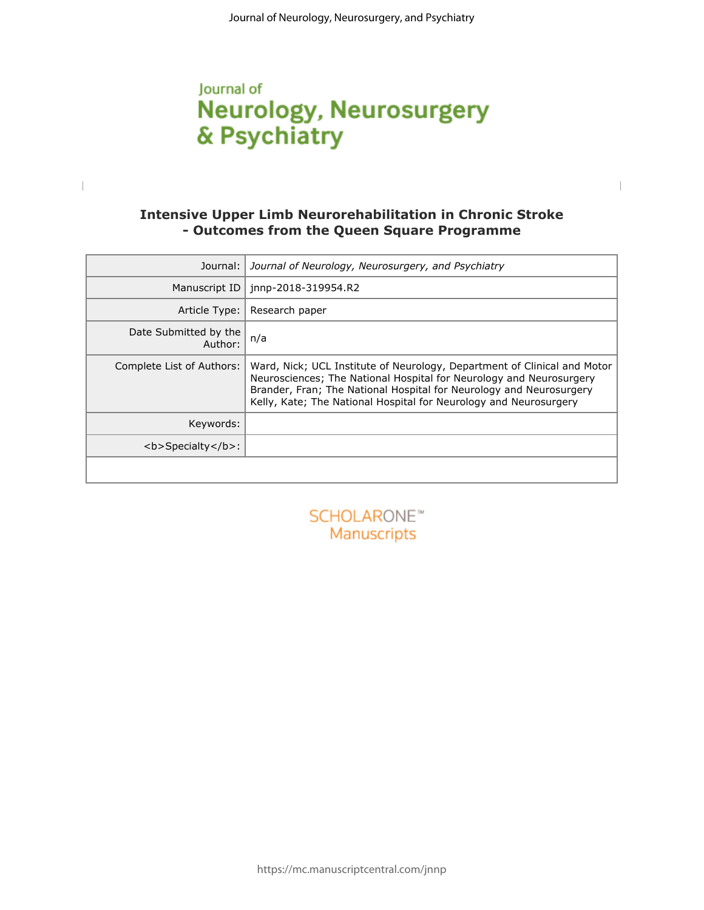Journal of Neurology, Neurosurgery & Psychiatry

# Intensive Upper Limb Neurorehabilitation in Chronic Stroke - Outcomes from the Queen Square Programme

| | |
|---|---|
| Journal: | *Journal of Neurology, Neurosurgery, and Psychiatry* |
| Manuscript ID | jnnp-2018-319954.R2 |
| Article Type: | Research paper |
| Date Submitted by the Author: | n/a |
| Complete List of Authors: | Ward, Nick; UCL Institute of Neurology, Department of Clinical and Motor Neurosciences; The National Hospital for Neurology and Neurosurgery<br>Brander, Fran; The National Hospital for Neurology and Neurosurgery<br>Kelly, Kate; The National Hospital for Neurology and Neurosurgery |
| Keywords: | |
| <b>Specialty</b>: | |

SCHOLARONE™ Manuscripts

https://mc.manuscriptcentral.com/jnnp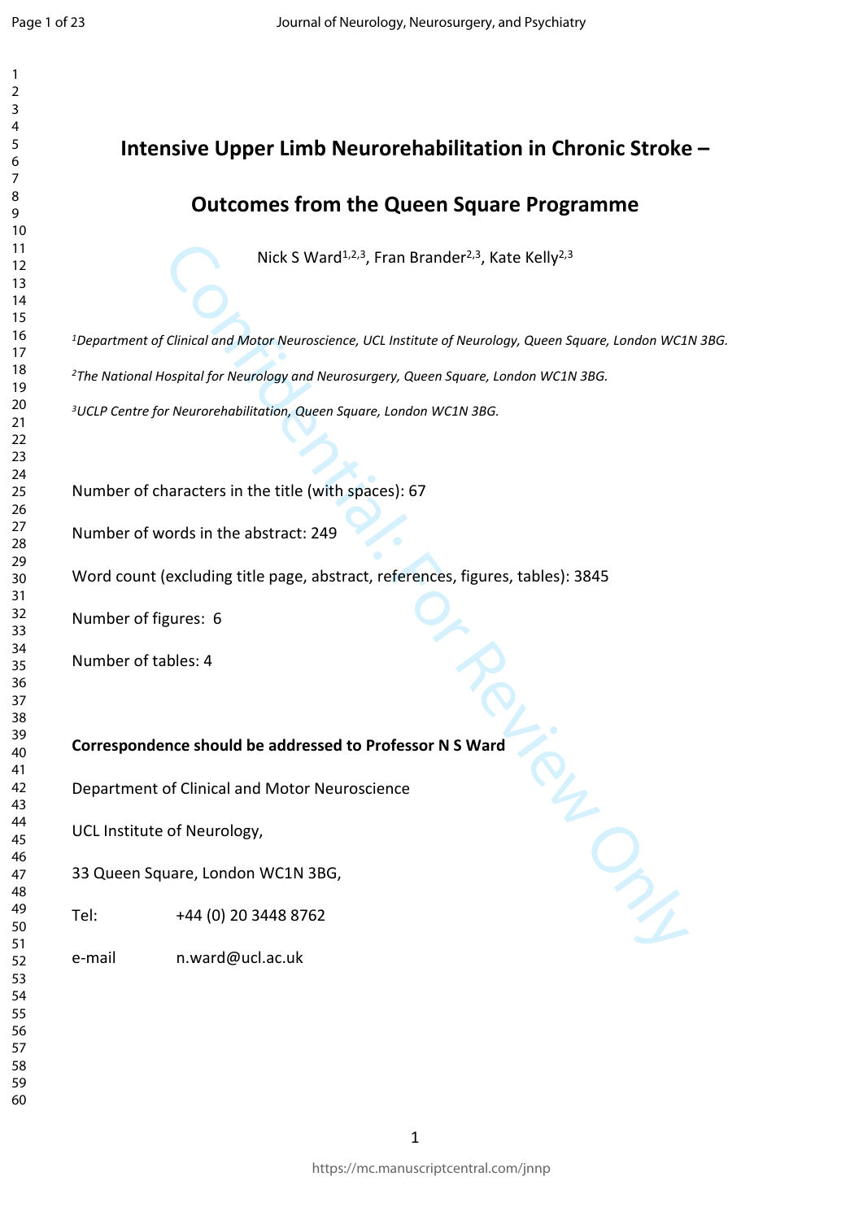# Intensive Upper Limb Neurorehabilitation in Chronic Stroke – Outcomes from the Queen Square Programme

Nick S Ward[1,2,3], Fran Brander[2,3], Kate Kelly[2,3]

*[1]Department of Clinical and Motor Neuroscience, UCL Institute of Neurology, Queen Square, London WC1N 3BG.*

*[2]The National Hospital for Neurology and Neurosurgery, Queen Square, London WC1N 3BG.*

*[3]UCLP Centre for Neurorehabilitation, Queen Square, London WC1N 3BG.*

Number of characters in the title (with spaces): 67

Number of words in the abstract: 249

Word count (excluding title page, abstract, references, figures, tables): 3845

Number of figures: 6

Number of tables: 4

**Correspondence should be addressed to Professor N S Ward**

Department of Clinical and Motor Neuroscience

UCL Institute of Neurology,

33 Queen Square, London WC1N 3BG,

Tel: +44 (0) 20 3448 8762

e-mail n.ward@ucl.ac.uk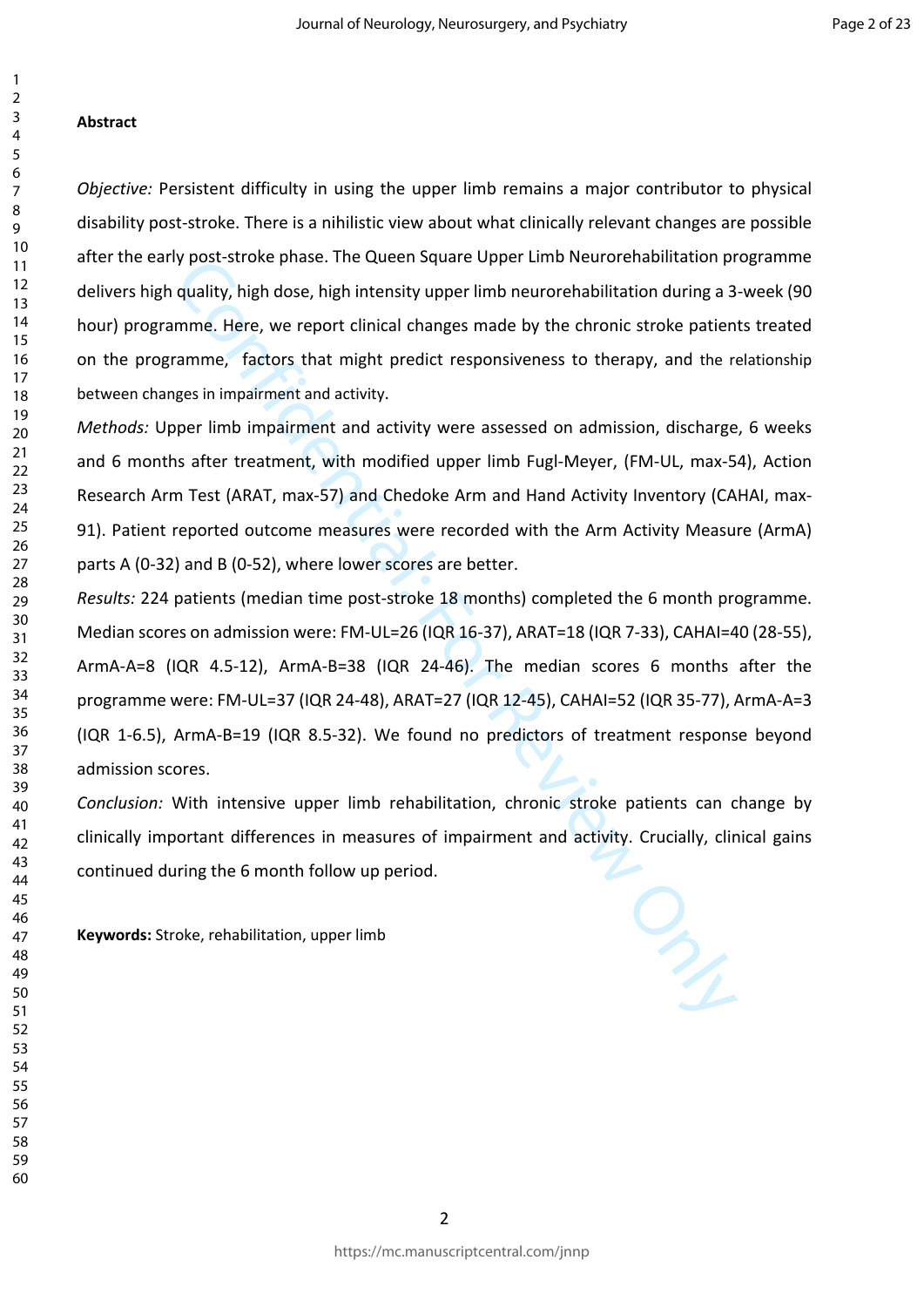**Abstract**

*Objective:* Persistent difficulty in using the upper limb remains a major contributor to physical disability post-stroke. There is a nihilistic view about what clinically relevant changes are possible after the early post-stroke phase. The Queen Square Upper Limb Neurorehabilitation programme delivers high quality, high dose, high intensity upper limb neurorehabilitation during a 3-week (90 hour) programme. Here, we report clinical changes made by the chronic stroke patients treated on the programme, factors that might predict responsiveness to therapy, and the relationship between changes in impairment and activity.

*Methods:* Upper limb impairment and activity were assessed on admission, discharge, 6 weeks and 6 months after treatment, with modified upper limb Fugl-Meyer, (FM-UL, max-54), Action Research Arm Test (ARAT, max-57) and Chedoke Arm and Hand Activity Inventory (CAHAI, max-91). Patient reported outcome measures were recorded with the Arm Activity Measure (ArmA) parts A (0-32) and B (0-52), where lower scores are better.

*Results:* 224 patients (median time post-stroke 18 months) completed the 6 month programme. Median scores on admission were: FM-UL=26 (IQR 16-37), ARAT=18 (IQR 7-33), CAHAI=40 (28-55), ArmA-A=8 (IQR 4.5-12), ArmA-B=38 (IQR 24-46). The median scores 6 months after the programme were: FM-UL=37 (IQR 24-48), ARAT=27 (IQR 12-45), CAHAI=52 (IQR 35-77), ArmA-A=3 (IQR 1-6.5), ArmA-B=19 (IQR 8.5-32). We found no predictors of treatment response beyond admission scores.

*Conclusion:* With intensive upper limb rehabilitation, chronic stroke patients can change by clinically important differences in measures of impairment and activity. Crucially, clinical gains continued during the 6 month follow up period.

**Keywords:** Stroke, rehabilitation, upper limb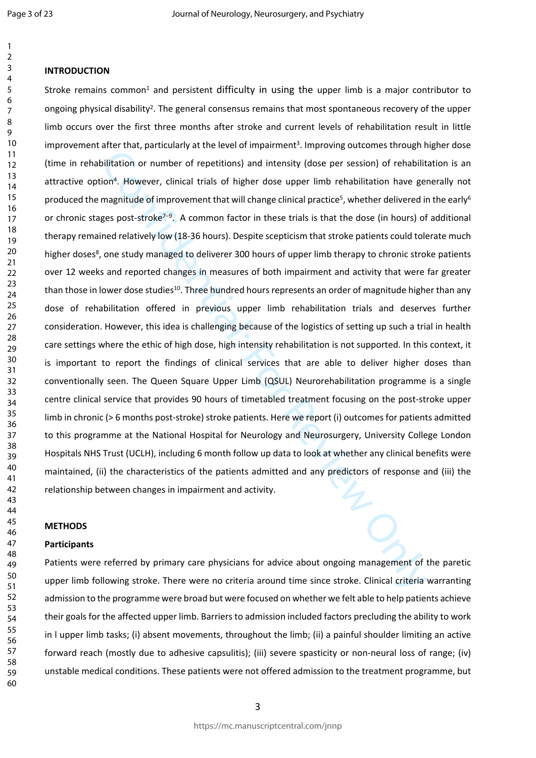**INTRODUCTION**

Stroke remains common[1] and persistent difficulty in using the upper limb is a major contributor to ongoing physical disability[2]. The general consensus remains that most spontaneous recovery of the upper limb occurs over the first three months after stroke and current levels of rehabilitation result in little improvement after that, particularly at the level of impairment[3]. Improving outcomes through higher dose (time in rehabilitation or number of repetitions) and intensity (dose per session) of rehabilitation is an attractive option[4]. However, clinical trials of higher dose upper limb rehabilitation have generally not produced the magnitude of improvement that will change clinical practice[5], whether delivered in the early[6] or chronic stages post-stroke[7–9]. A common factor in these trials is that the dose (in hours) of additional therapy remained relatively low (18-36 hours). Despite scepticism that stroke patients could tolerate much higher doses[8], one study managed to deliverer 300 hours of upper limb therapy to chronic stroke patients over 12 weeks and reported changes in measures of both impairment and activity that were far greater than those in lower dose studies[10]. Three hundred hours represents an order of magnitude higher than any dose of rehabilitation offered in previous upper limb rehabilitation trials and deserves further consideration. However, this idea is challenging because of the logistics of setting up such a trial in health care settings where the ethic of high dose, high intensity rehabilitation is not supported. In this context, it is important to report the findings of clinical services that are able to deliver higher doses than conventionally seen. The Queen Square Upper Limb (QSUL) Neurorehabilitation programme is a single centre clinical service that provides 90 hours of timetabled treatment focusing on the post-stroke upper limb in chronic (> 6 months post-stroke) stroke patients. Here we report (i) outcomes for patients admitted to this programme at the National Hospital for Neurology and Neurosurgery, University College London Hospitals NHS Trust (UCLH), including 6 month follow up data to look at whether any clinical benefits were maintained, (ii) the characteristics of the patients admitted and any predictors of response and (iii) the relationship between changes in impairment and activity.

**METHODS**

**Participants**

Patients were referred by primary care physicians for advice about ongoing management of the paretic upper limb following stroke. There were no criteria around time since stroke. Clinical criteria warranting admission to the programme were broad but were focused on whether we felt able to help patients achieve their goals for the affected upper limb. Barriers to admission included factors precluding the ability to work in l upper limb tasks; (i) absent movements, throughout the limb; (ii) a painful shoulder limiting an active forward reach (mostly due to adhesive capsulitis); (iii) severe spasticity or non-neural loss of range; (iv) unstable medical conditions. These patients were not offered admission to the treatment programme, but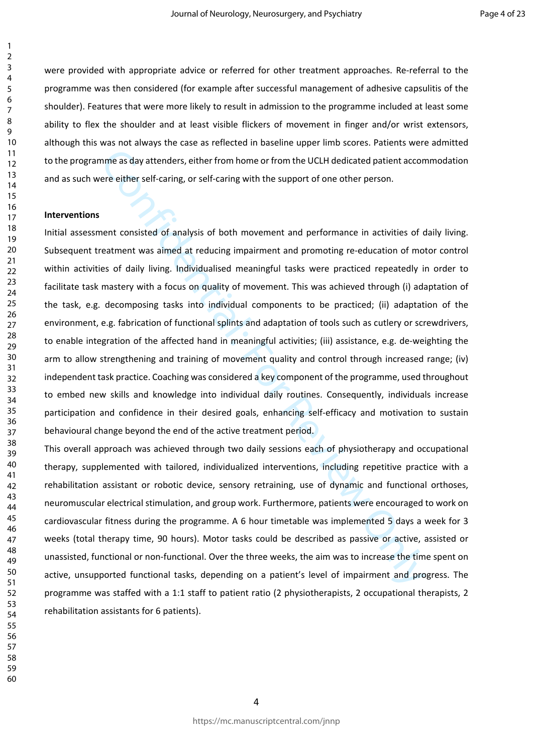were provided with appropriate advice or referred for other treatment approaches. Re-referral to the programme was then considered (for example after successful management of adhesive capsulitis of the shoulder). Features that were more likely to result in admission to the programme included at least some ability to flex the shoulder and at least visible flickers of movement in finger and/or wrist extensors, although this was not always the case as reflected in baseline upper limb scores. Patients were admitted to the programme as day attenders, either from home or from the UCLH dedicated patient accommodation and as such were either self-caring, or self-caring with the support of one other person.

**Interventions**

Initial assessment consisted of analysis of both movement and performance in activities of daily living. Subsequent treatment was aimed at reducing impairment and promoting re-education of motor control within activities of daily living. Individualised meaningful tasks were practiced repeatedly in order to facilitate task mastery with a focus on quality of movement. This was achieved through (i) adaptation of the task, e.g. decomposing tasks into individual components to be practiced; (ii) adaptation of the environment, e.g. fabrication of functional splints and adaptation of tools such as cutlery or screwdrivers, to enable integration of the affected hand in meaningful activities; (iii) assistance, e.g. de-weighting the arm to allow strengthening and training of movement quality and control through increased range; (iv) independent task practice. Coaching was considered a key component of the programme, used throughout to embed new skills and knowledge into individual daily routines. Consequently, individuals increase participation and confidence in their desired goals, enhancing self-efficacy and motivation to sustain behavioural change beyond the end of the active treatment period.

This overall approach was achieved through two daily sessions each of physiotherapy and occupational therapy, supplemented with tailored, individualized interventions, including repetitive practice with a rehabilitation assistant or robotic device, sensory retraining, use of dynamic and functional orthoses, neuromuscular electrical stimulation, and group work. Furthermore, patients were encouraged to work on cardiovascular fitness during the programme. A 6 hour timetable was implemented 5 days a week for 3 weeks (total therapy time, 90 hours). Motor tasks could be described as passive or active, assisted or unassisted, functional or non-functional. Over the three weeks, the aim was to increase the time spent on active, unsupported functional tasks, depending on a patient's level of impairment and progress. The programme was staffed with a 1:1 staff to patient ratio (2 physiotherapists, 2 occupational therapists, 2 rehabilitation assistants for 6 patients).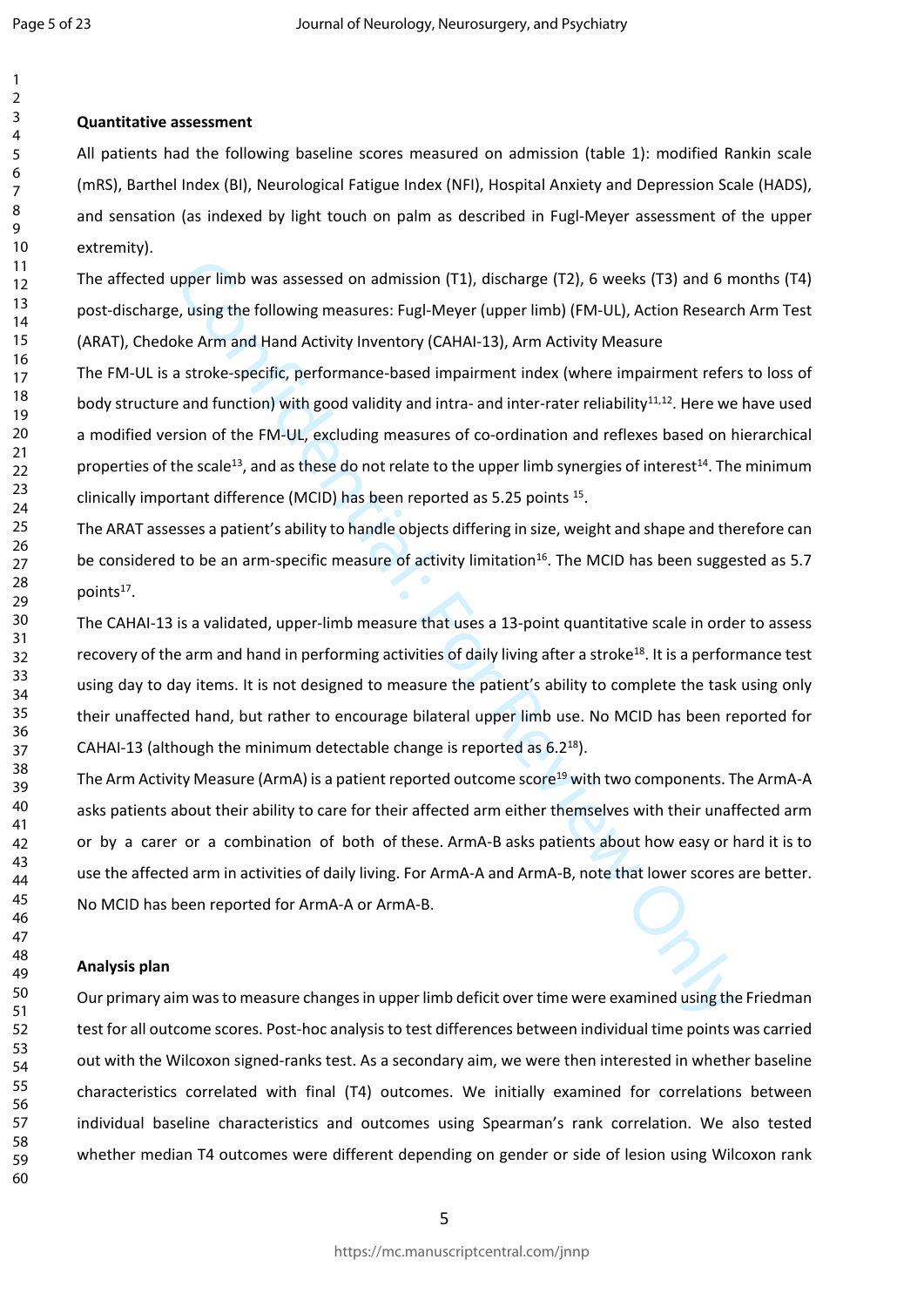**Quantitative assessment**

All patients had the following baseline scores measured on admission (table 1): modified Rankin scale (mRS), Barthel Index (BI), Neurological Fatigue Index (NFI), Hospital Anxiety and Depression Scale (HADS), and sensation (as indexed by light touch on palm as described in Fugl-Meyer assessment of the upper extremity).

The affected upper limb was assessed on admission (T1), discharge (T2), 6 weeks (T3) and 6 months (T4) post-discharge, using the following measures: Fugl-Meyer (upper limb) (FM-UL), Action Research Arm Test (ARAT), Chedoke Arm and Hand Activity Inventory (CAHAI-13), Arm Activity Measure

The FM-UL is a stroke-specific, performance-based impairment index (where impairment refers to loss of body structure and function) with good validity and intra- and inter-rater reliability[11,12]. Here we have used a modified version of the FM-UL, excluding measures of co-ordination and reflexes based on hierarchical properties of the scale[13], and as these do not relate to the upper limb synergies of interest[14]. The minimum clinically important difference (MCID) has been reported as 5.25 points [15].

The ARAT assesses a patient's ability to handle objects differing in size, weight and shape and therefore can be considered to be an arm-specific measure of activity limitation[16]. The MCID has been suggested as 5.7 points[17].

The CAHAI-13 is a validated, upper-limb measure that uses a 13-point quantitative scale in order to assess recovery of the arm and hand in performing activities of daily living after a stroke[18]. It is a performance test using day to day items. It is not designed to measure the patient's ability to complete the task using only their unaffected hand, but rather to encourage bilateral upper limb use. No MCID has been reported for CAHAI-13 (although the minimum detectable change is reported as 6.2[18]).

The Arm Activity Measure (ArmA) is a patient reported outcome score[19] with two components. The ArmA-A asks patients about their ability to care for their affected arm either themselves with their unaffected arm or by a carer or a combination of both of these. ArmA-B asks patients about how easy or hard it is to use the affected arm in activities of daily living. For ArmA-A and ArmA-B, note that lower scores are better. No MCID has been reported for ArmA-A or ArmA-B.

**Analysis plan**

Our primary aim was to measure changes in upper limb deficit over time were examined using the Friedman test for all outcome scores. Post-hoc analysis to test differences between individual time points was carried out with the Wilcoxon signed-ranks test. As a secondary aim, we were then interested in whether baseline characteristics correlated with final (T4) outcomes. We initially examined for correlations between individual baseline characteristics and outcomes using Spearman's rank correlation. We also tested whether median T4 outcomes were different depending on gender or side of lesion using Wilcoxon rank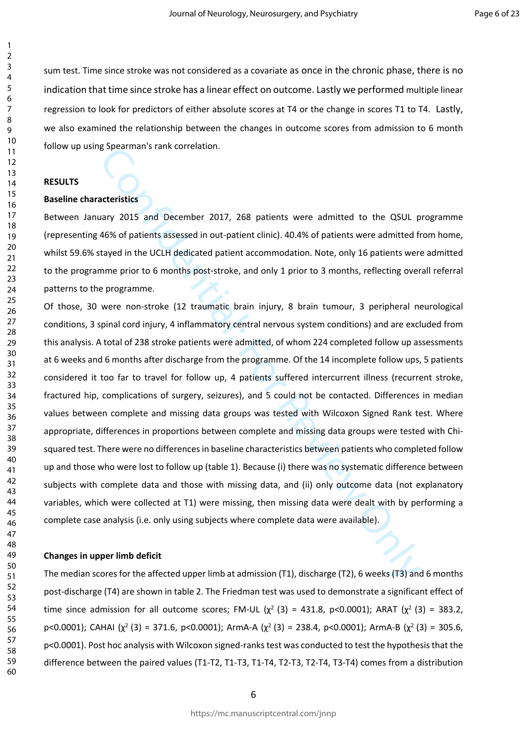sum test. Time since stroke was not considered as a covariate as once in the chronic phase, there is no indication that time since stroke has a linear effect on outcome. Lastly we performed multiple linear regression to look for predictors of either absolute scores at T4 or the change in scores T1 to T4. Lastly, we also examined the relationship between the changes in outcome scores from admission to 6 month follow up using Spearman's rank correlation.

## RESULTS

### Baseline characteristics

Between January 2015 and December 2017, 268 patients were admitted to the QSUL programme (representing 46% of patients assessed in out-patient clinic). 40.4% of patients were admitted from home, whilst 59.6% stayed in the UCLH dedicated patient accommodation. Note, only 16 patients were admitted to the programme prior to 6 months post-stroke, and only 1 prior to 3 months, reflecting overall referral patterns to the programme.

Of those, 30 were non-stroke (12 traumatic brain injury, 8 brain tumour, 3 peripheral neurological conditions, 3 spinal cord injury, 4 inflammatory central nervous system conditions) and are excluded from this analysis. A total of 238 stroke patients were admitted, of whom 224 completed follow up assessments at 6 weeks and 6 months after discharge from the programme. Of the 14 incomplete follow ups, 5 patients considered it too far to travel for follow up, 4 patients suffered intercurrent illness (recurrent stroke, fractured hip, complications of surgery, seizures), and 5 could not be contacted. Differences in median values between complete and missing data groups was tested with Wilcoxon Signed Rank test. Where appropriate, differences in proportions between complete and missing data groups were tested with Chi-squared test. There were no differences in baseline characteristics between patients who completed follow up and those who were lost to follow up (table 1). Because (i) there was no systematic difference between subjects with complete data and those with missing data, and (ii) only outcome data (not explanatory variables, which were collected at T1) were missing, then missing data were dealt with by performing a complete case analysis (i.e. only using subjects where complete data were available).

### Changes in upper limb deficit

The median scores for the affected upper limb at admission (T1), discharge (T2), 6 weeks (T3) and 6 months post-discharge (T4) are shown in table 2. The Friedman test was used to demonstrate a significant effect of time since admission for all outcome scores; FM-UL ($\chi^2$ (3) = 431.8, p<0.0001); ARAT ($\chi^2$ (3) = 383.2, p<0.0001); CAHAI ($\chi^2$ (3) = 371.6, p<0.0001); ArmA-A ($\chi^2$ (3) = 238.4, p<0.0001); ArmA-B ($\chi^2$ (3) = 305.6, p<0.0001). Post hoc analysis with Wilcoxon signed-ranks test was conducted to test the hypothesis that the difference between the paired values (T1-T2, T1-T3, T1-T4, T2-T3, T2-T4, T3-T4) comes from a distribution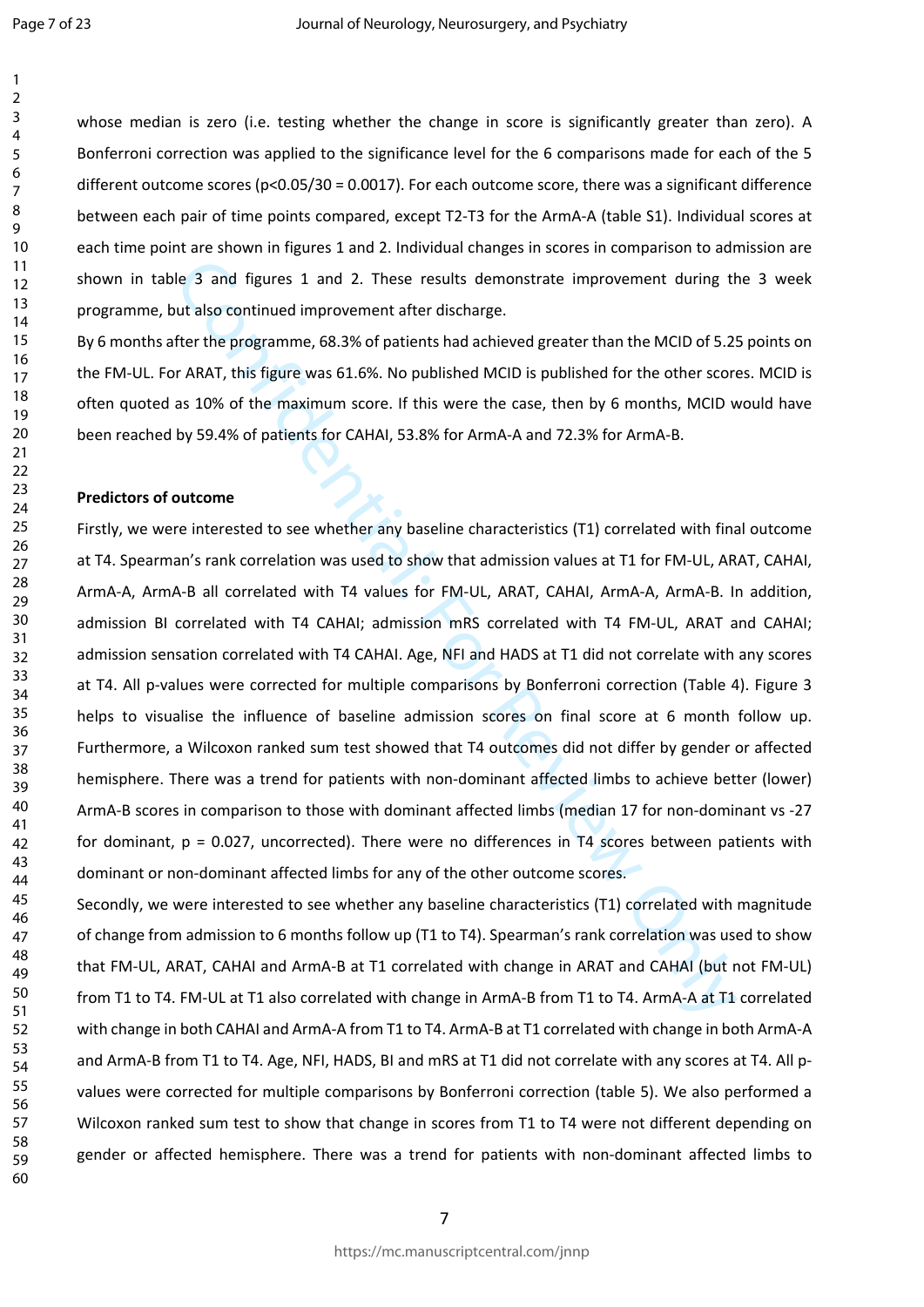whose median is zero (i.e. testing whether the change in score is significantly greater than zero). A Bonferroni correction was applied to the significance level for the 6 comparisons made for each of the 5 different outcome scores ($p<0.05/30 = 0.0017$). For each outcome score, there was a significant difference between each pair of time points compared, except T2-T3 for the ArmA-A (table S1). Individual scores at each time point are shown in figures 1 and 2. Individual changes in scores in comparison to admission are shown in table 3 and figures 1 and 2. These results demonstrate improvement during the 3 week programme, but also continued improvement after discharge.

By 6 months after the programme, 68.3% of patients had achieved greater than the MCID of 5.25 points on the FM-UL. For ARAT, this figure was 61.6%. No published MCID is published for the other scores. MCID is often quoted as 10% of the maximum score. If this were the case, then by 6 months, MCID would have been reached by 59.4% of patients for CAHAI, 53.8% for ArmA-A and 72.3% for ArmA-B.

**Predictors of outcome**

Firstly, we were interested to see whether any baseline characteristics (T1) correlated with final outcome at T4. Spearman's rank correlation was used to show that admission values at T1 for FM-UL, ARAT, CAHAI, ArmA-A, ArmA-B all correlated with T4 values for FM-UL, ARAT, CAHAI, ArmA-A, ArmA-B. In addition, admission BI correlated with T4 CAHAI; admission mRS correlated with T4 FM-UL, ARAT and CAHAI; admission sensation correlated with T4 CAHAI. Age, NFI and HADS at T1 did not correlate with any scores at T4. All p-values were corrected for multiple comparisons by Bonferroni correction (Table 4). Figure 3 helps to visualise the influence of baseline admission scores on final score at 6 month follow up. Furthermore, a Wilcoxon ranked sum test showed that T4 outcomes did not differ by gender or affected hemisphere. There was a trend for patients with non-dominant affected limbs to achieve better (lower) ArmA-B scores in comparison to those with dominant affected limbs (median 17 for non-dominant vs -27 for dominant, $p = 0.027$, uncorrected). There were no differences in T4 scores between patients with dominant or non-dominant affected limbs for any of the other outcome scores.

Secondly, we were interested to see whether any baseline characteristics (T1) correlated with magnitude of change from admission to 6 months follow up (T1 to T4). Spearman's rank correlation was used to show that FM-UL, ARAT, CAHAI and ArmA-B at T1 correlated with change in ARAT and CAHAI (but not FM-UL) from T1 to T4. FM-UL at T1 also correlated with change in ArmA-B from T1 to T4. ArmA-A at T1 correlated with change in both CAHAI and ArmA-A from T1 to T4. ArmA-B at T1 correlated with change in both ArmA-A and ArmA-B from T1 to T4. Age, NFI, HADS, BI and mRS at T1 did not correlate with any scores at T4. All p-values were corrected for multiple comparisons by Bonferroni correction (table 5). We also performed a Wilcoxon ranked sum test to show that change in scores from T1 to T4 were not different depending on gender or affected hemisphere. There was a trend for patients with non-dominant affected limbs to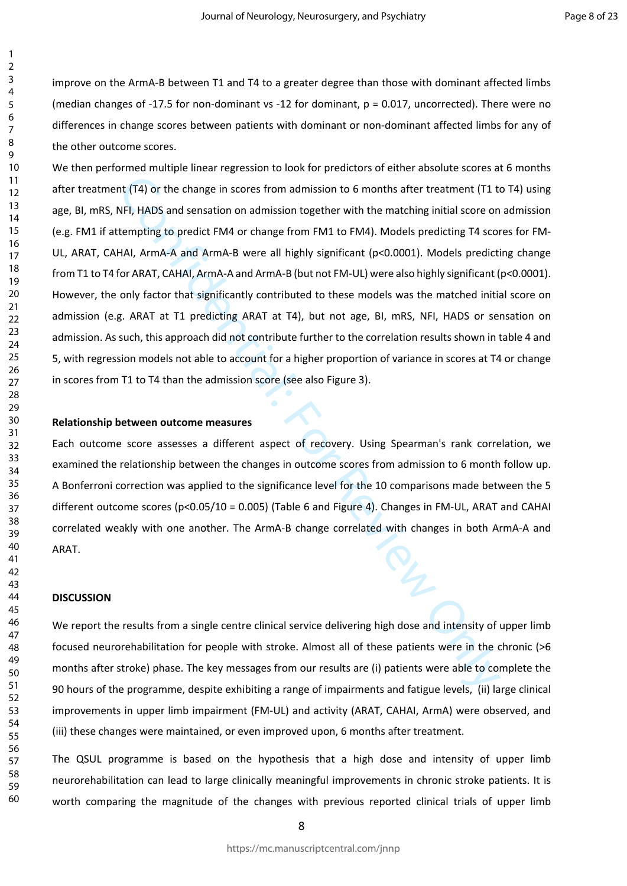improve on the ArmA-B between T1 and T4 to a greater degree than those with dominant affected limbs (median changes of -17.5 for non-dominant vs -12 for dominant, $p = 0.017$, uncorrected). There were no differences in change scores between patients with dominant or non-dominant affected limbs for any of the other outcome scores.

We then performed multiple linear regression to look for predictors of either absolute scores at 6 months after treatment (T4) or the change in scores from admission to 6 months after treatment (T1 to T4) using age, BI, mRS, NFI, HADS and sensation on admission together with the matching initial score on admission (e.g. FM1 if attempting to predict FM4 or change from FM1 to FM4). Models predicting T4 scores for FM-UL, ARAT, CAHAI, ArmA-A and ArmA-B were all highly significant ($p<0.0001$). Models predicting change from T1 to T4 for ARAT, CAHAI, ArmA-A and ArmA-B (but not FM-UL) were also highly significant ($p<0.0001$). However, the only factor that significantly contributed to these models was the matched initial score on admission (e.g. ARAT at T1 predicting ARAT at T4), but not age, BI, mRS, NFI, HADS or sensation on admission. As such, this approach did not contribute further to the correlation results shown in table 4 and 5, with regression models not able to account for a higher proportion of variance in scores at T4 or change in scores from T1 to T4 than the admission score (see also Figure 3).

**Relationship between outcome measures**

Each outcome score assesses a different aspect of recovery. Using Spearman's rank correlation, we examined the relationship between the changes in outcome scores from admission to 6 month follow up. A Bonferroni correction was applied to the significance level for the 10 comparisons made between the 5 different outcome scores ($p<0.05/10 = 0.005$) (Table 6 and Figure 4). Changes in FM-UL, ARAT and CAHAI correlated weakly with one another. The ArmA-B change correlated with changes in both ArmA-A and ARAT.

## DISCUSSION

We report the results from a single centre clinical service delivering high dose and intensity of upper limb focused neurorehabilitation for people with stroke. Almost all of these patients were in the chronic (>6 months after stroke) phase. The key messages from our results are (i) patients were able to complete the 90 hours of the programme, despite exhibiting a range of impairments and fatigue levels, (ii) large clinical improvements in upper limb impairment (FM-UL) and activity (ARAT, CAHAI, ArmA) were observed, and (iii) these changes were maintained, or even improved upon, 6 months after treatment.

The QSUL programme is based on the hypothesis that a high dose and intensity of upper limb neurorehabilitation can lead to large clinically meaningful improvements in chronic stroke patients. It is worth comparing the magnitude of the changes with previous reported clinical trials of upper limb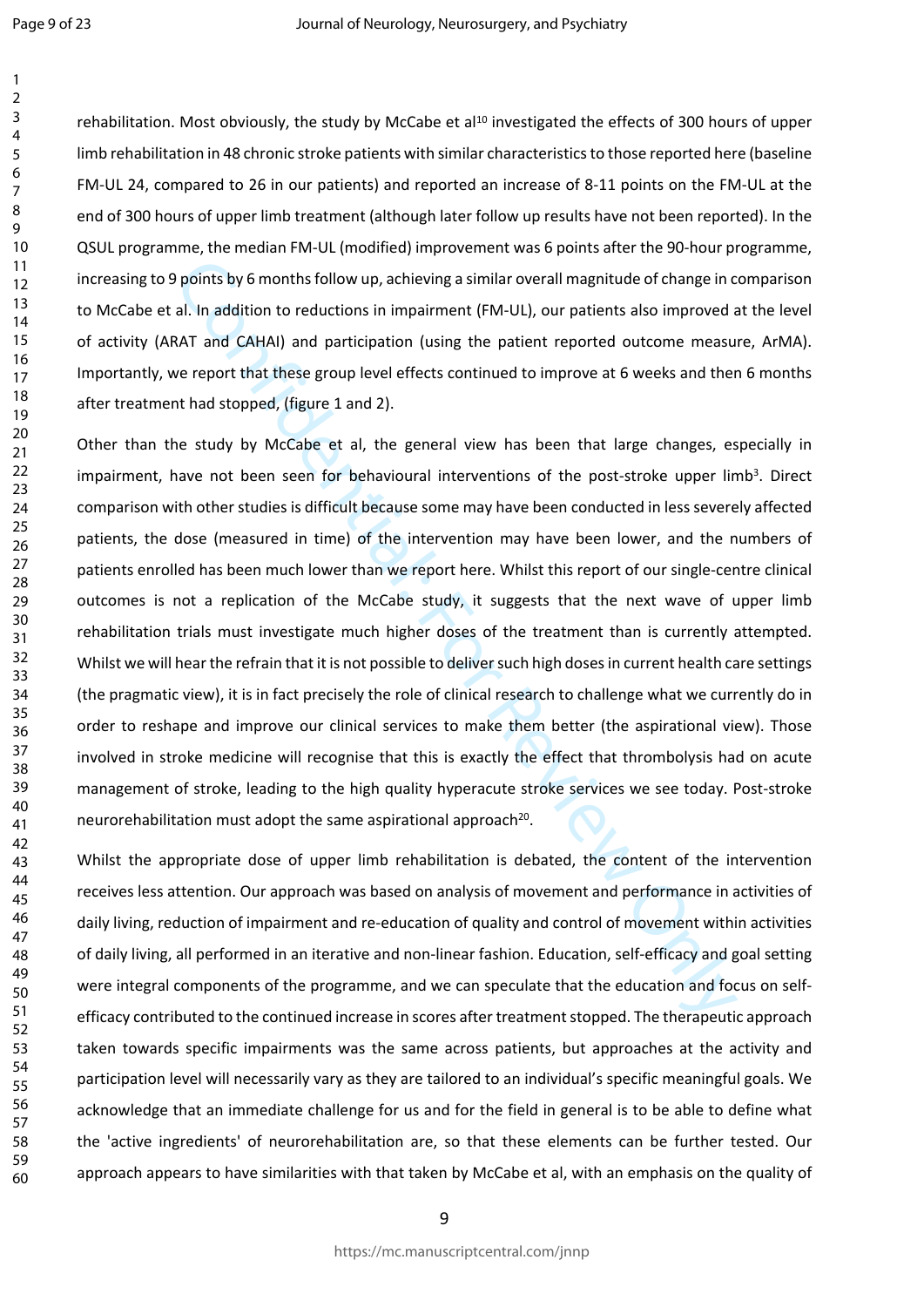rehabilitation. Most obviously, the study by McCabe et al[10] investigated the effects of 300 hours of upper limb rehabilitation in 48 chronic stroke patients with similar characteristics to those reported here (baseline FM-UL 24, compared to 26 in our patients) and reported an increase of 8-11 points on the FM-UL at the end of 300 hours of upper limb treatment (although later follow up results have not been reported). In the QSUL programme, the median FM-UL (modified) improvement was 6 points after the 90-hour programme, increasing to 9 points by 6 months follow up, achieving a similar overall magnitude of change in comparison to McCabe et al. In addition to reductions in impairment (FM-UL), our patients also improved at the level of activity (ARAT and CAHAI) and participation (using the patient reported outcome measure, ArMA). Importantly, we report that these group level effects continued to improve at 6 weeks and then 6 months after treatment had stopped, (figure 1 and 2).

Other than the study by McCabe et al, the general view has been that large changes, especially in impairment, have not been seen for behavioural interventions of the post-stroke upper limb[3]. Direct comparison with other studies is difficult because some may have been conducted in less severely affected patients, the dose (measured in time) of the intervention may have been lower, and the numbers of patients enrolled has been much lower than we report here. Whilst this report of our single-centre clinical outcomes is not a replication of the McCabe study, it suggests that the next wave of upper limb rehabilitation trials must investigate much higher doses of the treatment than is currently attempted. Whilst we will hear the refrain that it is not possible to deliver such high doses in current health care settings (the pragmatic view), it is in fact precisely the role of clinical research to challenge what we currently do in order to reshape and improve our clinical services to make them better (the aspirational view). Those involved in stroke medicine will recognise that this is exactly the effect that thrombolysis had on acute management of stroke, leading to the high quality hyperacute stroke services we see today. Post-stroke neurorehabilitation must adopt the same aspirational approach[20].

Whilst the appropriate dose of upper limb rehabilitation is debated, the content of the intervention receives less attention. Our approach was based on analysis of movement and performance in activities of daily living, reduction of impairment and re-education of quality and control of movement within activities of daily living, all performed in an iterative and non-linear fashion. Education, self-efficacy and goal setting were integral components of the programme, and we can speculate that the education and focus on self-efficacy contributed to the continued increase in scores after treatment stopped. The therapeutic approach taken towards specific impairments was the same across patients, but approaches at the activity and participation level will necessarily vary as they are tailored to an individual's specific meaningful goals. We acknowledge that an immediate challenge for us and for the field in general is to be able to define what the 'active ingredients' of neurorehabilitation are, so that these elements can be further tested. Our approach appears to have similarities with that taken by McCabe et al, with an emphasis on the quality of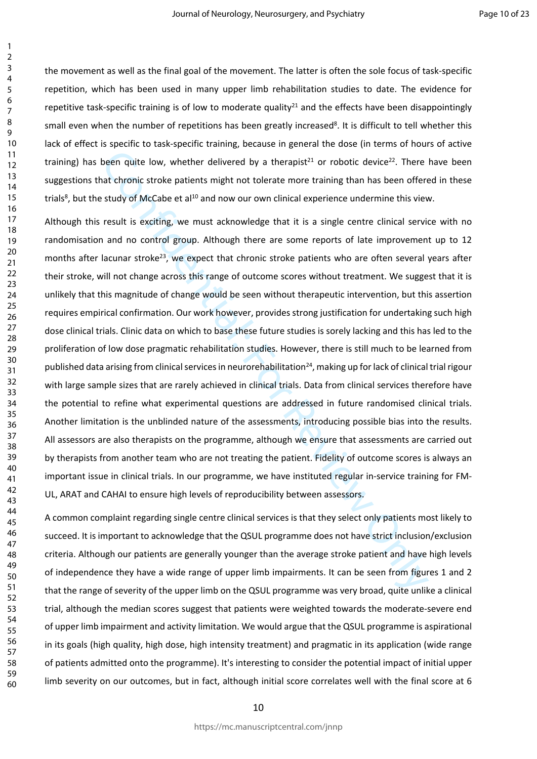the movement as well as the final goal of the movement. The latter is often the sole focus of task-specific repetition, which has been used in many upper limb rehabilitation studies to date. The evidence for repetitive task-specific training is of low to moderate quality[21] and the effects have been disappointingly small even when the number of repetitions has been greatly increased[8]. It is difficult to tell whether this lack of effect is specific to task-specific training, because in general the dose (in terms of hours of active training) has been quite low, whether delivered by a therapist[21] or robotic device[22]. There have been suggestions that chronic stroke patients might not tolerate more training than has been offered in these trials[8], but the study of McCabe et al[10] and now our own clinical experience undermine this view.

Although this result is exciting, we must acknowledge that it is a single centre clinical service with no randomisation and no control group. Although there are some reports of late improvement up to 12 months after lacunar stroke[23], we expect that chronic stroke patients who are often several years after their stroke, will not change across this range of outcome scores without treatment. We suggest that it is unlikely that this magnitude of change would be seen without therapeutic intervention, but this assertion requires empirical confirmation. Our work however, provides strong justification for undertaking such high dose clinical trials. Clinic data on which to base these future studies is sorely lacking and this has led to the proliferation of low dose pragmatic rehabilitation studies. However, there is still much to be learned from published data arising from clinical services in neurorehabilitation[24], making up for lack of clinical trial rigour with large sample sizes that are rarely achieved in clinical trials. Data from clinical services therefore have the potential to refine what experimental questions are addressed in future randomised clinical trials. Another limitation is the unblinded nature of the assessments, introducing possible bias into the results. All assessors are also therapists on the programme, although we ensure that assessments are carried out by therapists from another team who are not treating the patient. Fidelity of outcome scores is always an important issue in clinical trials. In our programme, we have instituted regular in-service training for FM-UL, ARAT and CAHAI to ensure high levels of reproducibility between assessors.

A common complaint regarding single centre clinical services is that they select only patients most likely to succeed. It is important to acknowledge that the QSUL programme does not have strict inclusion/exclusion criteria. Although our patients are generally younger than the average stroke patient and have high levels of independence they have a wide range of upper limb impairments. It can be seen from figures 1 and 2 that the range of severity of the upper limb on the QSUL programme was very broad, quite unlike a clinical trial, although the median scores suggest that patients were weighted towards the moderate-severe end of upper limb impairment and activity limitation. We would argue that the QSUL programme is aspirational in its goals (high quality, high dose, high intensity treatment) and pragmatic in its application (wide range of patients admitted onto the programme). It's interesting to consider the potential impact of initial upper limb severity on our outcomes, but in fact, although initial score correlates well with the final score at 6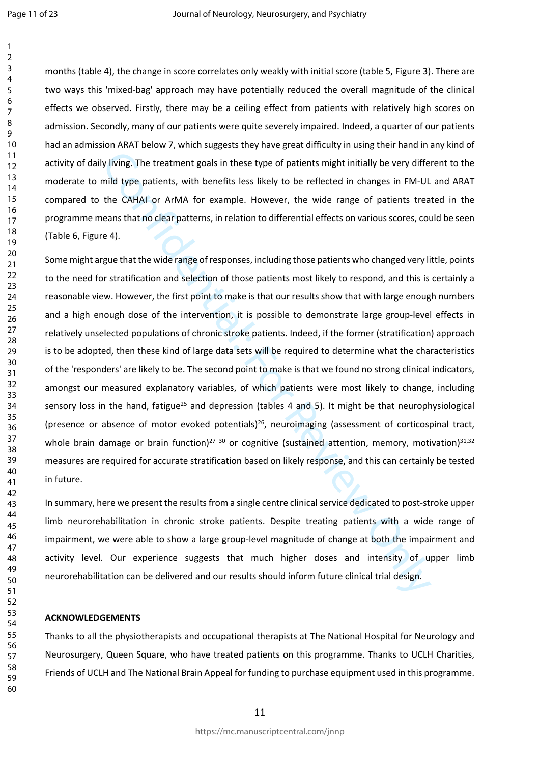months (table 4), the change in score correlates only weakly with initial score (table 5, Figure 3). There are two ways this 'mixed-bag' approach may have potentially reduced the overall magnitude of the clinical effects we observed. Firstly, there may be a ceiling effect from patients with relatively high scores on admission. Secondly, many of our patients were quite severely impaired. Indeed, a quarter of our patients had an admission ARAT below 7, which suggests they have great difficulty in using their hand in any kind of activity of daily living. The treatment goals in these type of patients might initially be very different to the moderate to mild type patients, with benefits less likely to be reflected in changes in FM-UL and ARAT compared to the CAHAI or ArMA for example. However, the wide range of patients treated in the programme means that no clear patterns, in relation to differential effects on various scores, could be seen (Table 6, Figure 4).

Some might argue that the wide range of responses, including those patients who changed very little, points to the need for stratification and selection of those patients most likely to respond, and this is certainly a reasonable view. However, the first point to make is that our results show that with large enough numbers and a high enough dose of the intervention, it is possible to demonstrate large group-level effects in relatively unselected populations of chronic stroke patients. Indeed, if the former (stratification) approach is to be adopted, then these kind of large data sets will be required to determine what the characteristics of the 'responders' are likely to be. The second point to make is that we found no strong clinical indicators, amongst our measured explanatory variables, of which patients were most likely to change, including sensory loss in the hand, fatigue[25] and depression (tables 4 and 5). It might be that neurophysiological (presence or absence of motor evoked potentials)[26], neuroimaging (assessment of corticospinal tract, whole brain damage or brain function)[27–30] or cognitive (sustained attention, memory, motivation)[31,32] measures are required for accurate stratification based on likely response, and this can certainly be tested in future.

In summary, here we present the results from a single centre clinical service dedicated to post-stroke upper limb neurorehabilitation in chronic stroke patients. Despite treating patients with a wide range of impairment, we were able to show a large group-level magnitude of change at both the impairment and activity level. Our experience suggests that much higher doses and intensity of upper limb neurorehabilitation can be delivered and our results should inform future clinical trial design.

**ACKNOWLEDGEMENTS**

Thanks to all the physiotherapists and occupational therapists at The National Hospital for Neurology and Neurosurgery, Queen Square, who have treated patients on this programme. Thanks to UCLH Charities, Friends of UCLH and The National Brain Appeal for funding to purchase equipment used in this programme.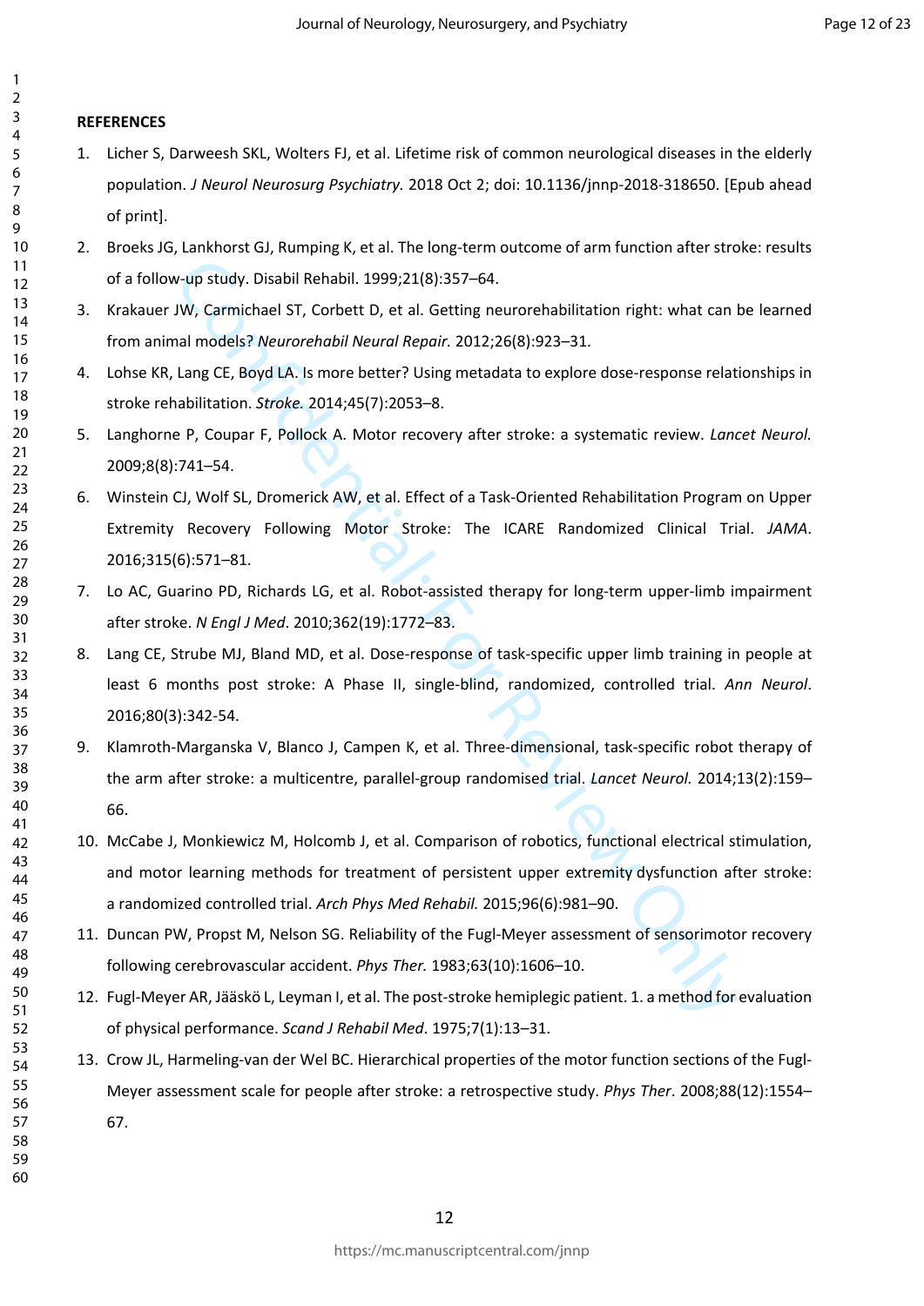**REFERENCES**

1. Licher S, Darweesh SKL, Wolters FJ, et al. Lifetime risk of common neurological diseases in the elderly population. *J Neurol Neurosurg Psychiatry.* 2018 Oct 2; doi: 10.1136/jnnp-2018-318650. [Epub ahead of print].
2. Broeks JG, Lankhorst GJ, Rumping K, et al. The long-term outcome of arm function after stroke: results of a follow-up study. Disabil Rehabil. 1999;21(8):357–64.
3. Krakauer JW, Carmichael ST, Corbett D, et al. Getting neurorehabilitation right: what can be learned from animal models? *Neurorehabil Neural Repair.* 2012;26(8):923–31.
4. Lohse KR, Lang CE, Boyd LA. Is more better? Using metadata to explore dose-response relationships in stroke rehabilitation. *Stroke.* 2014;45(7):2053–8.
5. Langhorne P, Coupar F, Pollock A. Motor recovery after stroke: a systematic review. *Lancet Neurol.* 2009;8(8):741–54.
6. Winstein CJ, Wolf SL, Dromerick AW, et al. Effect of a Task-Oriented Rehabilitation Program on Upper Extremity Recovery Following Motor Stroke: The ICARE Randomized Clinical Trial. *JAMA*. 2016;315(6):571–81.
7. Lo AC, Guarino PD, Richards LG, et al. Robot-assisted therapy for long-term upper-limb impairment after stroke. *N Engl J Med*. 2010;362(19):1772–83.
8. Lang CE, Strube MJ, Bland MD, et al. Dose-response of task-specific upper limb training in people at least 6 months post stroke: A Phase II, single-blind, randomized, controlled trial. *Ann Neurol*. 2016;80(3):342-54.
9. Klamroth-Marganska V, Blanco J, Campen K, et al. Three-dimensional, task-specific robot therapy of the arm after stroke: a multicentre, parallel-group randomised trial. *Lancet Neurol.* 2014;13(2):159–66.
10. McCabe J, Monkiewicz M, Holcomb J, et al. Comparison of robotics, functional electrical stimulation, and motor learning methods for treatment of persistent upper extremity dysfunction after stroke: a randomized controlled trial. *Arch Phys Med Rehabil.* 2015;96(6):981–90.
11. Duncan PW, Propst M, Nelson SG. Reliability of the Fugl-Meyer assessment of sensorimotor recovery following cerebrovascular accident. *Phys Ther.* 1983;63(10):1606–10.
12. Fugl-Meyer AR, Jääskö L, Leyman I, et al. The post-stroke hemiplegic patient. 1. a method for evaluation of physical performance. *Scand J Rehabil Med*. 1975;7(1):13–31.
13. Crow JL, Harmeling-van der Wel BC. Hierarchical properties of the motor function sections of the Fugl-Meyer assessment scale for people after stroke: a retrospective study. *Phys Ther*. 2008;88(12):1554–67.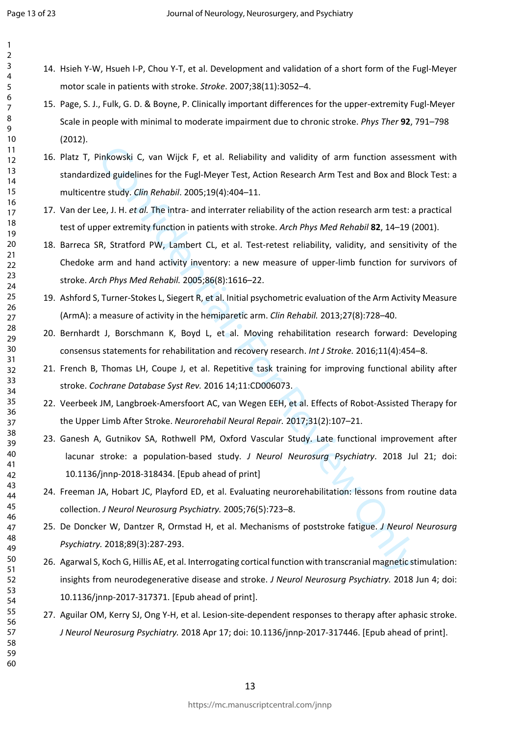14. Hsieh Y-W, Hsueh I-P, Chou Y-T, et al. Development and validation of a short form of the Fugl-Meyer motor scale in patients with stroke. *Stroke*. 2007;38(11):3052–4.
15. Page, S. J., Fulk, G. D. & Boyne, P. Clinically important differences for the upper-extremity Fugl-Meyer Scale in people with minimal to moderate impairment due to chronic stroke. *Phys Ther* **92**, 791–798 (2012).
16. Platz T, Pinkowski C, van Wijck F, et al. Reliability and validity of arm function assessment with standardized guidelines for the Fugl-Meyer Test, Action Research Arm Test and Box and Block Test: a multicentre study. *Clin Rehabil*. 2005;19(4):404–11.
17. Van der Lee, J. H. *et al.* The intra- and interrater reliability of the action research arm test: a practical test of upper extremity function in patients with stroke. *Arch Phys Med Rehabil* **82**, 14–19 (2001).
18. Barreca SR, Stratford PW, Lambert CL, et al. Test-retest reliability, validity, and sensitivity of the Chedoke arm and hand activity inventory: a new measure of upper-limb function for survivors of stroke. *Arch Phys Med Rehabil.* 2005;86(8):1616–22.
19. Ashford S, Turner-Stokes L, Siegert R, et al. Initial psychometric evaluation of the Arm Activity Measure (ArmA): a measure of activity in the hemiparetic arm. *Clin Rehabil.* 2013;27(8):728–40.
20. Bernhardt J, Borschmann K, Boyd L, et al. Moving rehabilitation research forward: Developing consensus statements for rehabilitation and recovery research. *Int J Stroke.* 2016;11(4):454–8.
21. French B, Thomas LH, Coupe J, et al. Repetitive task training for improving functional ability after stroke. *Cochrane Database Syst Rev.* 2016 14;11:CD006073.
22. Veerbeek JM, Langbroek-Amersfoort AC, van Wegen EEH, et al. Effects of Robot-Assisted Therapy for the Upper Limb After Stroke. *Neurorehabil Neural Repair.* 2017;31(2):107–21.
23. Ganesh A, Gutnikov SA, Rothwell PM, Oxford Vascular Study. Late functional improvement after lacunar stroke: a population-based study. *J Neurol Neurosurg Psychiatry*. 2018 Jul 21; doi: 10.1136/jnnp-2018-318434. [Epub ahead of print]
24. Freeman JA, Hobart JC, Playford ED, et al. Evaluating neurorehabilitation: lessons from routine data collection. *J Neurol Neurosurg Psychiatry.* 2005;76(5):723–8.
25. De Doncker W, Dantzer R, Ormstad H, et al. Mechanisms of poststroke fatigue. *J Neurol Neurosurg Psychiatry.* 2018;89(3):287-293.
26. Agarwal S, Koch G, Hillis AE, et al. Interrogating cortical function with transcranial magnetic stimulation: insights from neurodegenerative disease and stroke. *J Neurol Neurosurg Psychiatry.* 2018 Jun 4; doi: 10.1136/jnnp-2017-317371. [Epub ahead of print].
27. Aguilar OM, Kerry SJ, Ong Y-H, et al. Lesion-site-dependent responses to therapy after aphasic stroke. *J Neurol Neurosurg Psychiatry.* 2018 Apr 17; doi: 10.1136/jnnp-2017-317446. [Epub ahead of print].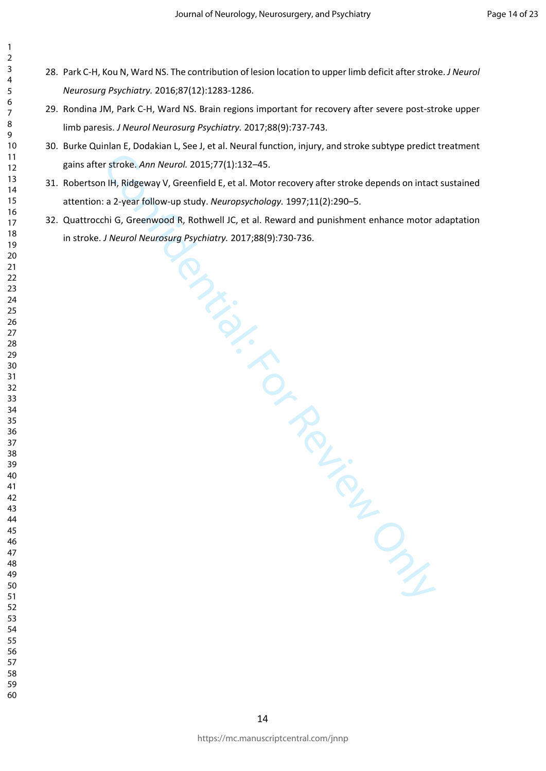28. Park C-H, Kou N, Ward NS. The contribution of lesion location to upper limb deficit after stroke. *J Neurol Neurosurg Psychiatry.* 2016;87(12):1283-1286.
29. Rondina JM, Park C-H, Ward NS. Brain regions important for recovery after severe post-stroke upper limb paresis. *J Neurol Neurosurg Psychiatry.* 2017;88(9):737-743.
30. Burke Quinlan E, Dodakian L, See J, et al. Neural function, injury, and stroke subtype predict treatment gains after stroke. *Ann Neurol.* 2015;77(1):132–45.
31. Robertson IH, Ridgeway V, Greenfield E, et al. Motor recovery after stroke depends on intact sustained attention: a 2-year follow-up study. *Neuropsychology.* 1997;11(2):290–5.
32. Quattrocchi G, Greenwood R, Rothwell JC, et al. Reward and punishment enhance motor adaptation in stroke. *J Neurol Neurosurg Psychiatry.* 2017;88(9):730-736.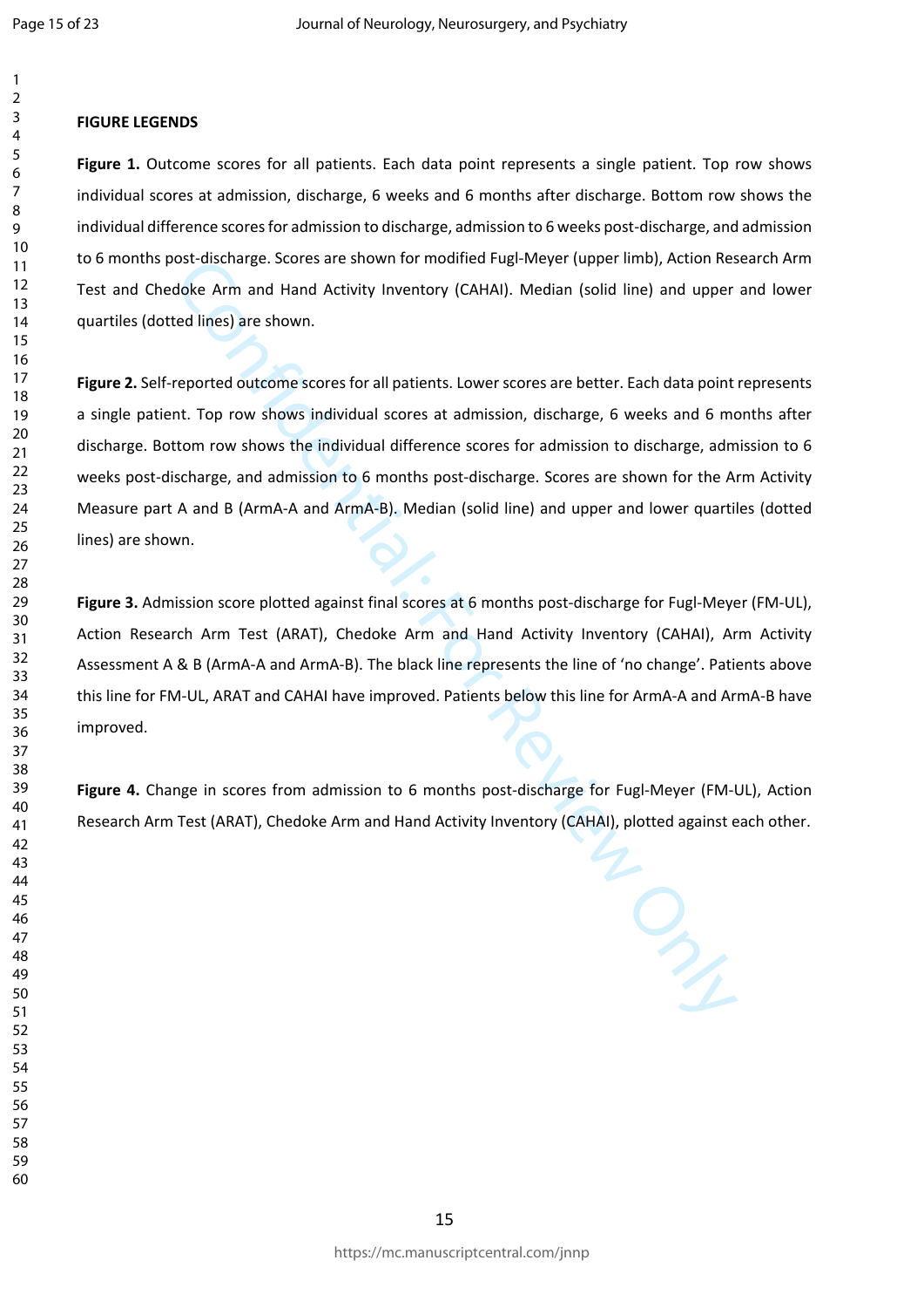**FIGURE LEGENDS**

**Figure 1.** Outcome scores for all patients. Each data point represents a single patient. Top row shows individual scores at admission, discharge, 6 weeks and 6 months after discharge. Bottom row shows the individual difference scores for admission to discharge, admission to 6 weeks post-discharge, and admission to 6 months post-discharge. Scores are shown for modified Fugl-Meyer (upper limb), Action Research Arm Test and Chedoke Arm and Hand Activity Inventory (CAHAI). Median (solid line) and upper and lower quartiles (dotted lines) are shown.

**Figure 2.** Self-reported outcome scores for all patients. Lower scores are better. Each data point represents a single patient. Top row shows individual scores at admission, discharge, 6 weeks and 6 months after discharge. Bottom row shows the individual difference scores for admission to discharge, admission to 6 weeks post-discharge, and admission to 6 months post-discharge. Scores are shown for the Arm Activity Measure part A and B (ArmA-A and ArmA-B). Median (solid line) and upper and lower quartiles (dotted lines) are shown.

**Figure 3.** Admission score plotted against final scores at 6 months post-discharge for Fugl-Meyer (FM-UL), Action Research Arm Test (ARAT), Chedoke Arm and Hand Activity Inventory (CAHAI), Arm Activity Assessment A & B (ArmA-A and ArmA-B). The black line represents the line of 'no change'. Patients above this line for FM-UL, ARAT and CAHAI have improved. Patients below this line for ArmA-A and ArmA-B have improved.

**Figure 4.** Change in scores from admission to 6 months post-discharge for Fugl-Meyer (FM-UL), Action Research Arm Test (ARAT), Chedoke Arm and Hand Activity Inventory (CAHAI), plotted against each other.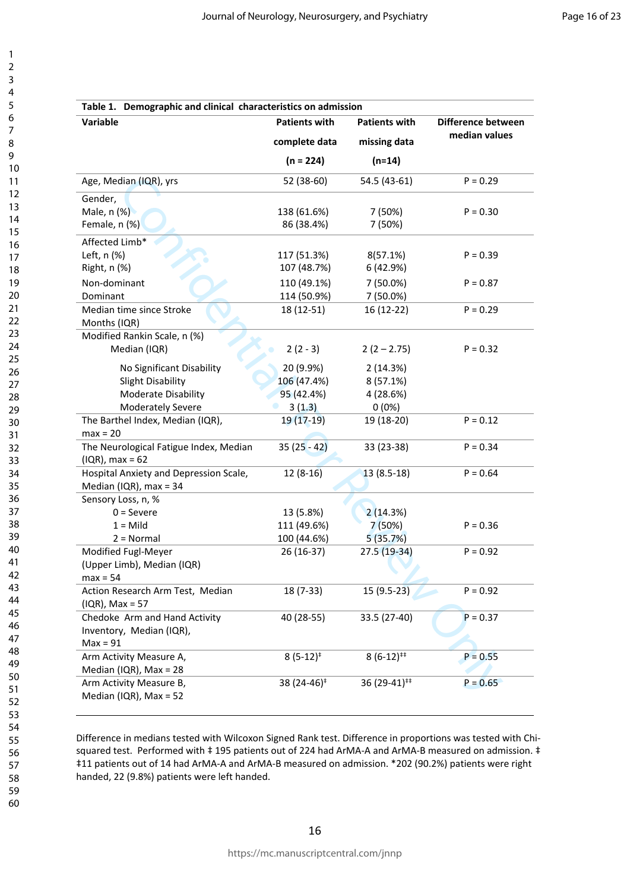**Table 1. Demographic and clinical characteristics on admission**

| Variable | Patients with complete data (n = 224) | Patients with missing data (n=14) | Difference between median values |
|---|---|---|---|
| Age, Median (IQR), yrs | 52 (38-60) | 54.5 (43-61) | P = 0.29 |
| Gender, | | | |
| Male, n (%) | 138 (61.6%) | 7 (50%) | P = 0.30 |
| Female, n (%) | 86 (38.4%) | 7 (50%) | |
| Affected Limb* | | | |
| Left, n (%) | 117 (51.3%) | 8(57.1%) | P = 0.39 |
| Right, n (%) | 107 (48.7%) | 6 (42.9%) | |
| Non-dominant | 110 (49.1%) | 7 (50.0%) | P = 0.87 |
| Dominant | 114 (50.9%) | 7 (50.0%) | |
| Median time since Stroke Months (IQR) | 18 (12-51) | 16 (12-22) | P = 0.29 |
| Modified Rankin Scale, n (%) | | | |
| Median (IQR) | 2 (2 - 3) | 2 (2 – 2.75) | P = 0.32 |
| No Significant Disability | 20 (9.9%) | 2 (14.3%) | |
| Slight Disability | 106 (47.4%) | 8 (57.1%) | |
| Moderate Disability | 95 (42.4%) | 4 (28.6%) | |
| Moderately Severe | 3 (1.3) | 0 (0%) | |
| The Barthel Index, Median (IQR), max = 20 | 19 (17-19) | 19 (18-20) | P = 0.12 |
| The Neurological Fatigue Index, Median (IQR), max = 62 | 35 (25 - 42) | 33 (23-38) | P = 0.34 |
| Hospital Anxiety and Depression Scale, Median (IQR), max = 34 | 12 (8-16) | 13 (8.5-18) | P = 0.64 |
| Sensory Loss, n, % | | | |
| 0 = Severe | 13 (5.8%) | 2 (14.3%) | |
| 1 = Mild | 111 (49.6%) | 7 (50%) | P = 0.36 |
| 2 = Normal | 100 (44.6%) | 5 (35.7%) | |
| Modified Fugl-Meyer (Upper Limb), Median (IQR) max = 54 | 26 (16-37) | 27.5 (19-34) | P = 0.92 |
| Action Research Arm Test, Median (IQR), Max = 57 | 18 (7-33) | 15 (9.5-23) | P = 0.92 |
| Chedoke Arm and Hand Activity Inventory, Median (IQR), Max = 91 | 40 (28-55) | 33.5 (27-40) | P = 0.37 |
| Arm Activity Measure A, Median (IQR), Max = 28 | 8 (5-12)‡ | 8 (6-12)‡‡ | P = 0.55 |
| Arm Activity Measure B, Median (IQR), Max = 52 | 38 (24-46)‡ | 36 (29-41)‡‡ | P = 0.65 |

Difference in medians tested with Wilcoxon Signed Rank test. Difference in proportions was tested with Chi-squared test. Performed with ‡ 195 patients out of 224 had ArMA-A and ArMA-B measured on admission. ‡‡11 patients out of 14 had ArMA-A and ArMA-B measured on admission. *202 (90.2%) patients were right handed, 22 (9.8%) patients were left handed.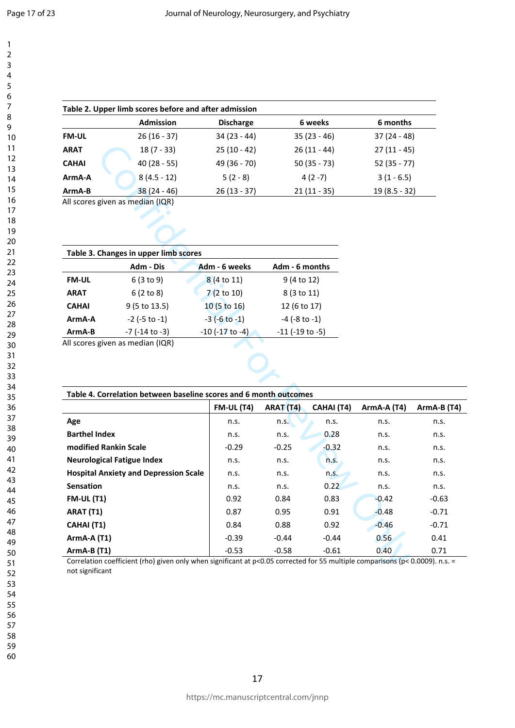| **Table 2. Upper limb scores before and after admission** | | | | |
|---|---|---|---|---|
| | **Admission** | **Discharge** | **6 weeks** | **6 months** |
| **FM-UL** | 26 (16 - 37) | 34 (23 - 44) | 35 (23 - 46) | 37 (24 - 48) |
| **ARAT** | 18 (7 - 33) | 25 (10 - 42) | 26 (11 - 44) | 27 (11 - 45) |
| **CAHAI** | 40 (28 - 55) | 49 (36 - 70) | 50 (35 - 73) | 52 (35 - 77) |
| **ArmA-A** | 8 (4.5 - 12) | 5 (2 - 8) | 4 (2 -7) | 3 (1 - 6.5) |
| **ArmA-B** | 38 (24 - 46) | 26 (13 - 37) | 21 (11 - 35) | 19 (8.5 - 32) |

All scores given as median (IQR)

| **Table 3. Changes in upper limb scores** | | | |
|---|---|---|---|
| | **Adm - Dis** | **Adm - 6 weeks** | **Adm - 6 months** |
| **FM-UL** | 6 (3 to 9) | 8 (4 to 11) | 9 (4 to 12) |
| **ARAT** | 6 (2 to 8) | 7 (2 to 10) | 8 (3 to 11) |
| **CAHAI** | 9 (5 to 13.5) | 10 (5 to 16) | 12 (6 to 17) |
| **ArmA-A** | -2 (-5 to -1) | -3 (-6 to -1) | -4 (-8 to -1) |
| **ArmA-B** | -7 (-14 to -3) | -10 (-17 to -4) | -11 (-19 to -5) |

All scores given as median (IQR)

| **Table 4. Correlation between baseline scores and 6 month outcomes** | | | | | |
|---|---|---|---|---|---|
| | **FM-UL (T4)** | **ARAT (T4)** | **CAHAI (T4)** | **ArmA-A (T4)** | **ArmA-B (T4)** |
| **Age** | n.s. | n.s. | n.s. | n.s. | n.s. |
| **Barthel Index** | n.s. | n.s. | 0.28 | n.s. | n.s. |
| **modified Rankin Scale** | -0.29 | -0.25 | -0.32 | n.s. | n.s. |
| **Neurological Fatigue Index** | n.s. | n.s. | n.s. | n.s. | n.s. |
| **Hospital Anxiety and Depression Scale** | n.s. | n.s. | n.s. | n.s. | n.s. |
| **Sensation** | n.s. | n.s. | 0.22 | n.s. | n.s. |
| **FM-UL (T1)** | 0.92 | 0.84 | 0.83 | -0.42 | -0.63 |
| **ARAT (T1)** | 0.87 | 0.95 | 0.91 | -0.48 | -0.71 |
| **CAHAI (T1)** | 0.84 | 0.88 | 0.92 | -0.46 | -0.71 |
| **ArmA-A (T1)** | -0.39 | -0.44 | -0.44 | 0.56 | 0.41 |
| **ArmA-B (T1)** | -0.53 | -0.58 | -0.61 | 0.40 | 0.71 |

Correlation coefficient (rho) given only when significant at p<0.05 corrected for 55 multiple comparisons (p< 0.0009). n.s. = not significant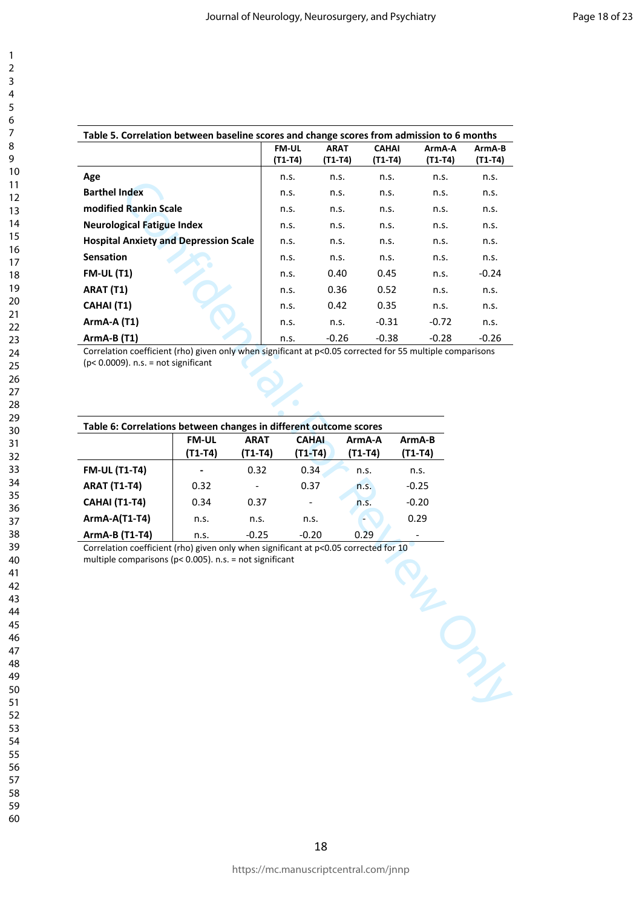**Table 5. Correlation between baseline scores and change scores from admission to 6 months**

| | FM-UL (T1-T4) | ARAT (T1-T4) | CAHAI (T1-T4) | ArmA-A (T1-T4) | ArmA-B (T1-T4) |
|---|---|---|---|---|---|
| **Age** | n.s. | n.s. | n.s. | n.s. | n.s. |
| **Barthel Index** | n.s. | n.s. | n.s. | n.s. | n.s. |
| **modified Rankin Scale** | n.s. | n.s. | n.s. | n.s. | n.s. |
| **Neurological Fatigue Index** | n.s. | n.s. | n.s. | n.s. | n.s. |
| **Hospital Anxiety and Depression Scale** | n.s. | n.s. | n.s. | n.s. | n.s. |
| **Sensation** | n.s. | n.s. | n.s. | n.s. | n.s. |
| **FM-UL (T1)** | n.s. | 0.40 | 0.45 | n.s. | -0.24 |
| **ARAT (T1)** | n.s. | 0.36 | 0.52 | n.s. | n.s. |
| **CAHAI (T1)** | n.s. | 0.42 | 0.35 | n.s. | n.s. |
| **ArmA-A (T1)** | n.s. | n.s. | -0.31 | -0.72 | n.s. |
| **ArmA-B (T1)** | n.s. | -0.26 | -0.38 | -0.28 | -0.26 |

Correlation coefficient (rho) given only when significant at p<0.05 corrected for 55 multiple comparisons (p< 0.0009). n.s. = not significant

**Table 6: Correlations between changes in different outcome scores**

| | FM-UL (T1-T4) | ARAT (T1-T4) | CAHAI (T1-T4) | ArmA-A (T1-T4) | ArmA-B (T1-T4) |
|---|---|---|---|---|---|
| **FM-UL (T1-T4)** | - | 0.32 | 0.34 | n.s. | n.s. |
| **ARAT (T1-T4)** | 0.32 | - | 0.37 | n.s. | -0.25 |
| **CAHAI (T1-T4)** | 0.34 | 0.37 | - | n.s. | -0.20 |
| **ArmA-A(T1-T4)** | n.s. | n.s. | n.s. | - | 0.29 |
| **ArmA-B (T1-T4)** | n.s. | -0.25 | -0.20 | 0.29 | - |

Correlation coefficient (rho) given only when significant at p<0.05 corrected for 10 multiple comparisons (p< 0.005). n.s. = not significant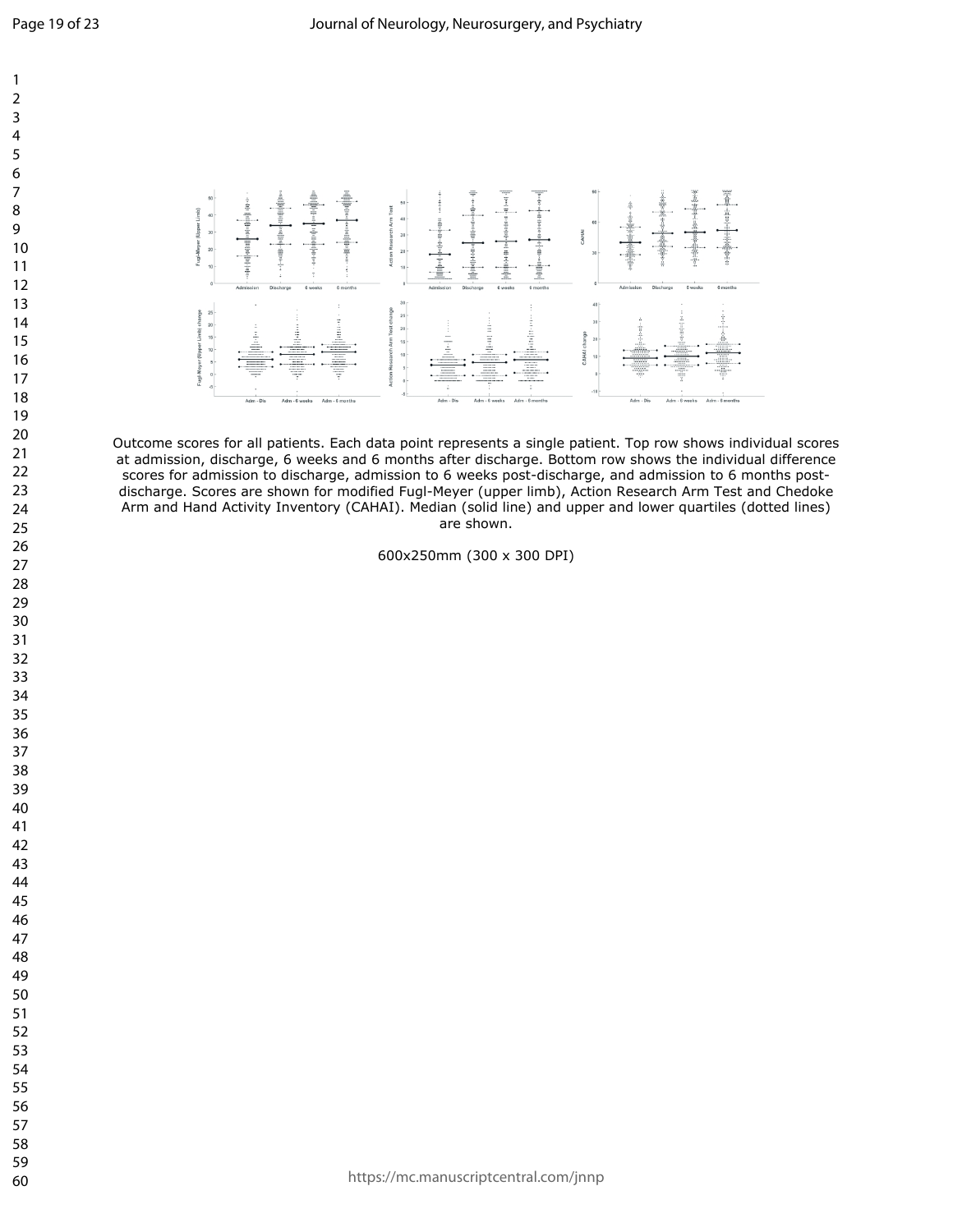Outcome scores for all patients. Each data point represents a single patient. Top row shows individual scores at admission, discharge, 6 weeks and 6 months after discharge. Bottom row shows the individual difference scores for admission to discharge, admission to 6 weeks post-discharge, and admission to 6 months post-discharge. Scores are shown for modified Fugl-Meyer (upper limb), Action Research Arm Test and Chedoke Arm and Hand Activity Inventory (CAHAI). Median (solid line) and upper and lower quartiles (dotted lines) are shown.

600x250mm (300 x 300 DPI)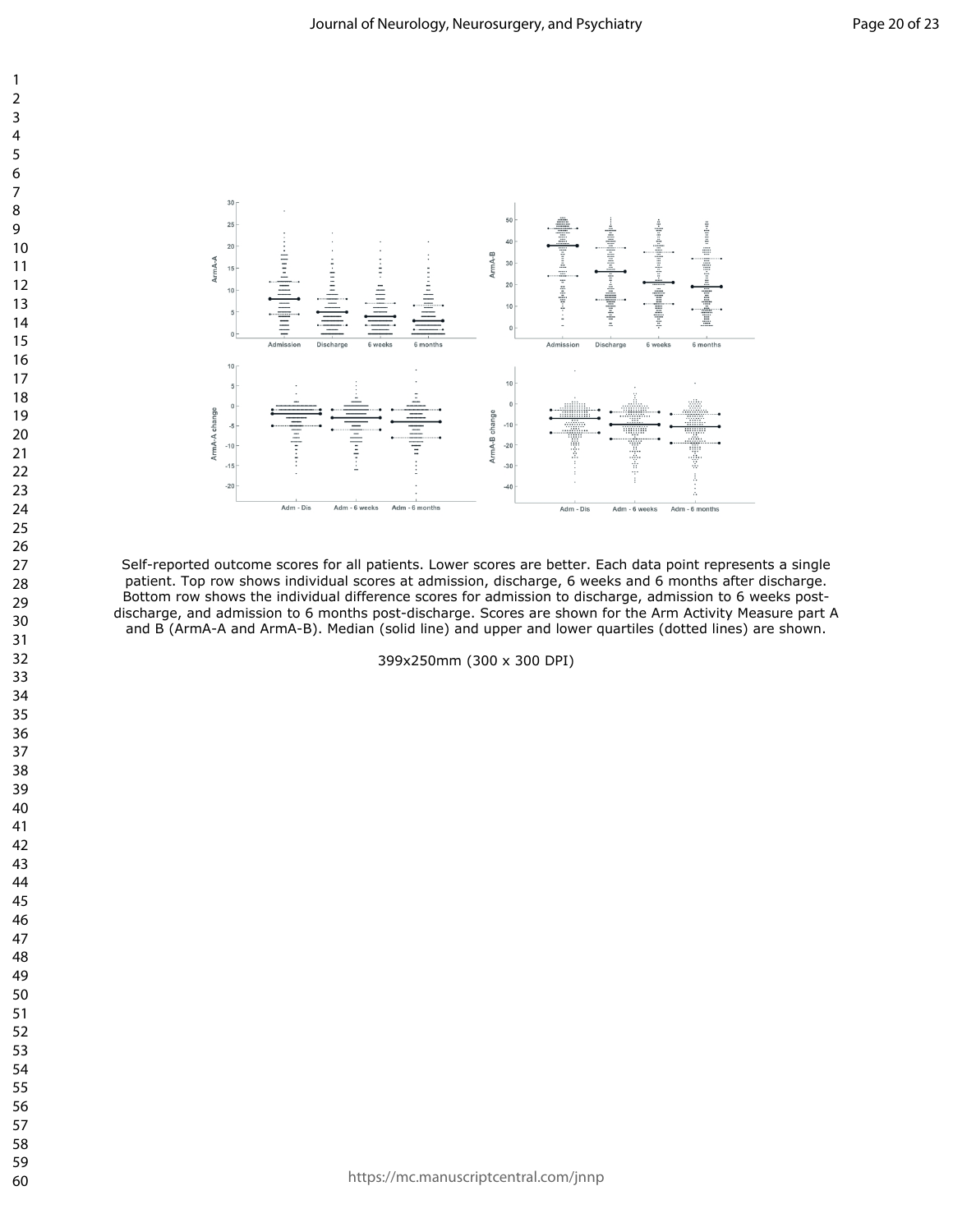Self-reported outcome scores for all patients. Lower scores are better. Each data point represents a single patient. Top row shows individual scores at admission, discharge, 6 weeks and 6 months after discharge. Bottom row shows the individual difference scores for admission to discharge, admission to 6 weeks post-discharge, and admission to 6 months post-discharge. Scores are shown for the Arm Activity Measure part A and B (ArmA-A and ArmA-B). Median (solid line) and upper and lower quartiles (dotted lines) are shown.

399x250mm (300 x 300 DPI)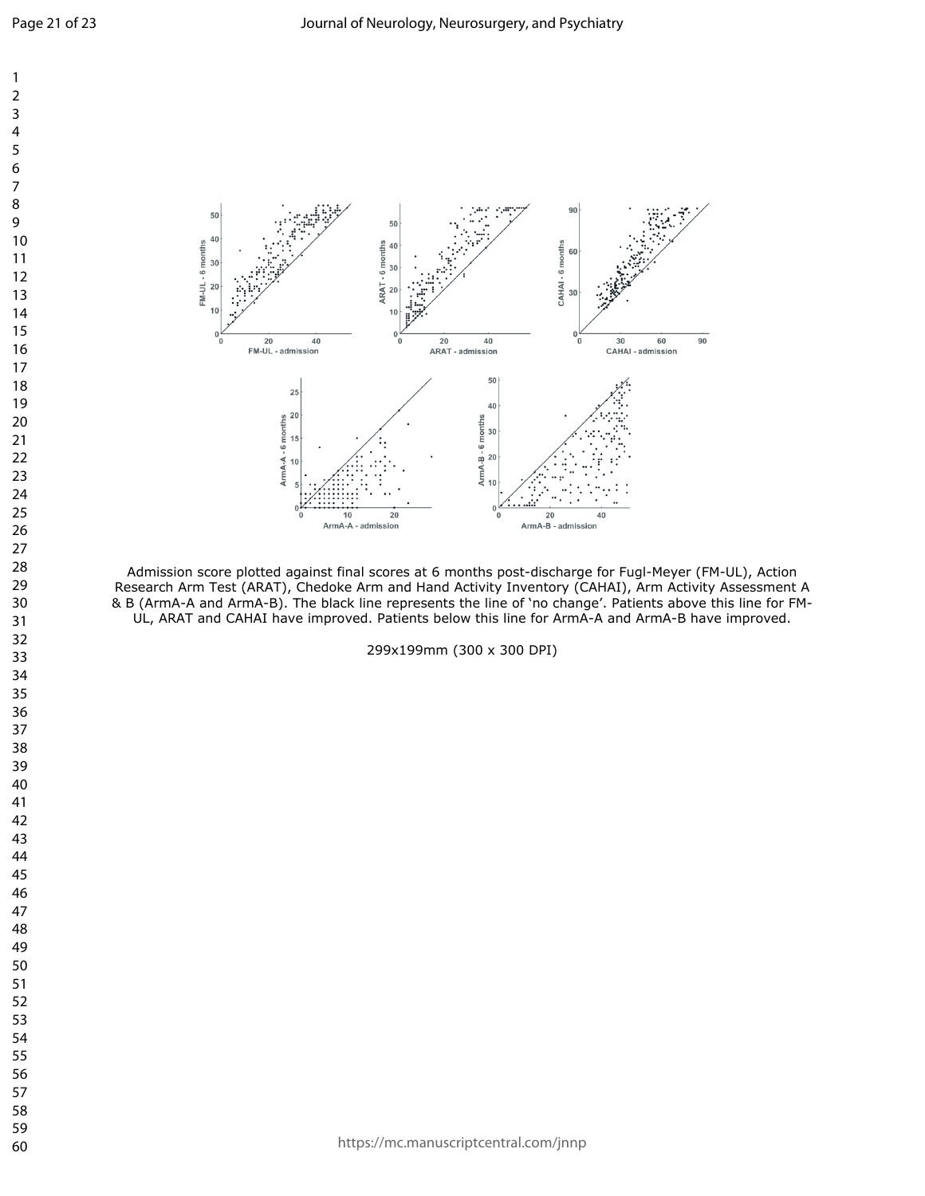Admission score plotted against final scores at 6 months post-discharge for Fugl-Meyer (FM-UL), Action Research Arm Test (ARAT), Chedoke Arm and Hand Activity Inventory (CAHAI), Arm Activity Assessment A & B (ArmA-A and ArmA-B). The black line represents the line of 'no change'. Patients above this line for FM-UL, ARAT and CAHAI have improved. Patients below this line for ArmA-A and ArmA-B have improved.

299x199mm (300 x 300 DPI)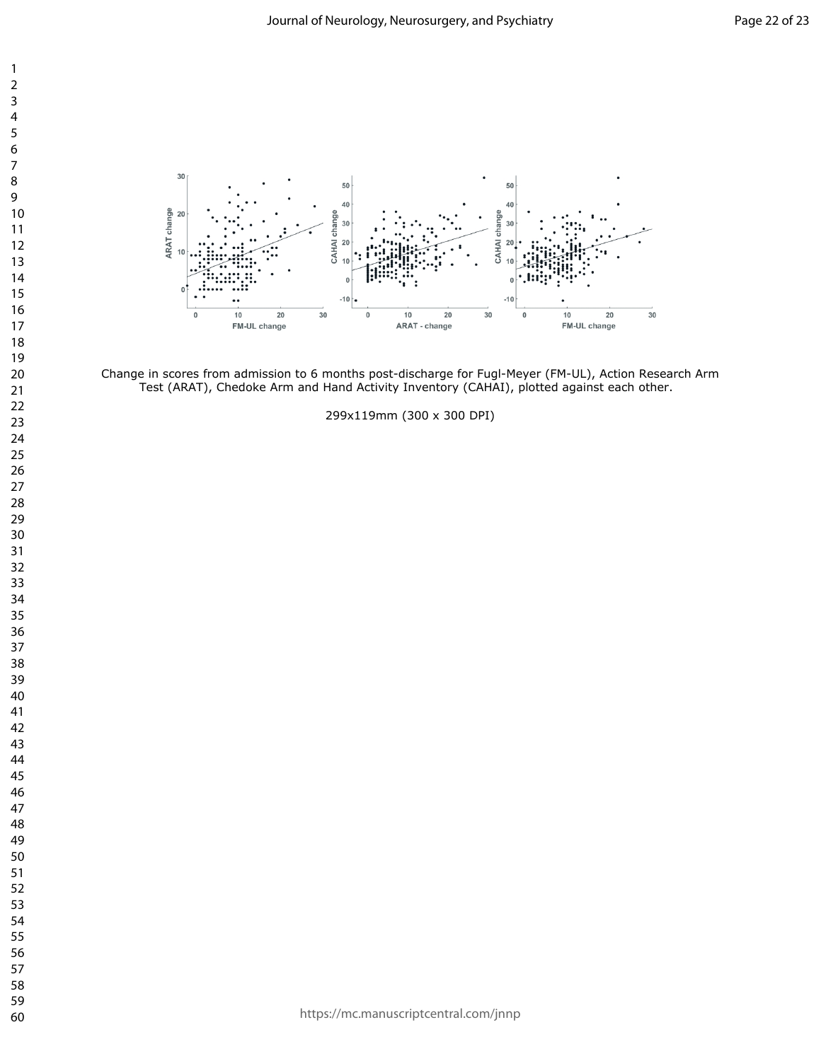Change in scores from admission to 6 months post-discharge for Fugl-Meyer (FM-UL), Action Research Arm Test (ARAT), Chedoke Arm and Hand Activity Inventory (CAHAI), plotted against each other.

299x119mm (300 x 300 DPI)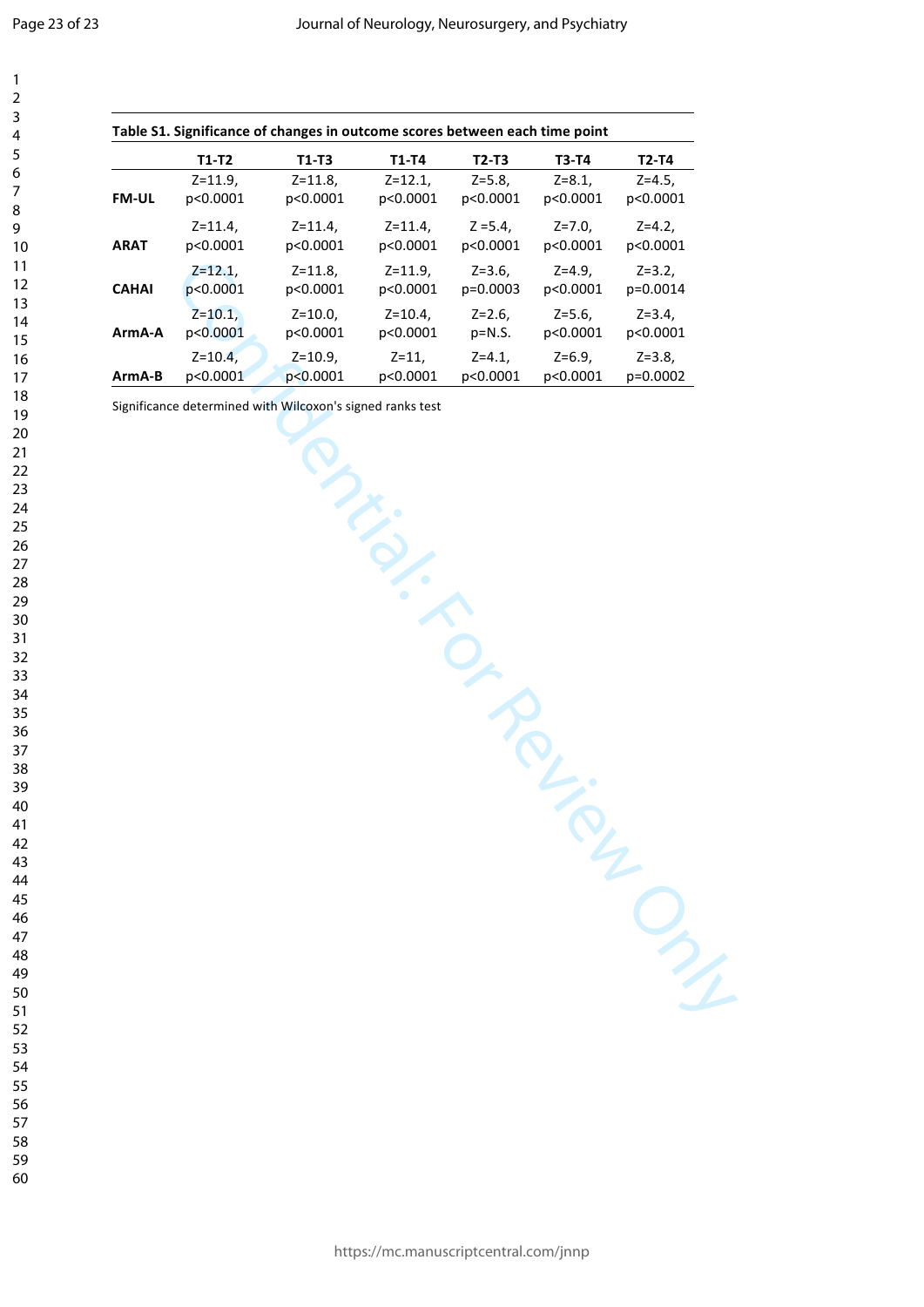**Table S1. Significance of changes in outcome scores between each time point**

| | T1-T2 | T1-T3 | T1-T4 | T2-T3 | T3-T4 | T2-T4 |
|---|---|---|---|---|---|---|
| **FM-UL** | Z=11.9, p<0.0001 | Z=11.8, p<0.0001 | Z=12.1, p<0.0001 | Z=5.8, p<0.0001 | Z=8.1, p<0.0001 | Z=4.5, p<0.0001 |
| **ARAT** | Z=11.4, p<0.0001 | Z=11.4, p<0.0001 | Z=11.4, p<0.0001 | Z =5.4, p<0.0001 | Z=7.0, p<0.0001 | Z=4.2, p<0.0001 |
| **CAHAI** | Z=12.1, p<0.0001 | Z=11.8, p<0.0001 | Z=11.9, p<0.0001 | Z=3.6, p=0.0003 | Z=4.9, p<0.0001 | Z=3.2, p=0.0014 |
| **ArmA-A** | Z=10.1, p<0.0001 | Z=10.0, p<0.0001 | Z=10.4, p<0.0001 | Z=2.6, p=N.S. | Z=5.6, p<0.0001 | Z=3.4, p<0.0001 |
| **ArmA-B** | Z=10.4, p<0.0001 | Z=10.9, p<0.0001 | Z=11, p<0.0001 | Z=4.1, p<0.0001 | Z=6.9, p<0.0001 | Z=3.8, p=0.0002 |

Significance determined with Wilcoxon's signed ranks test